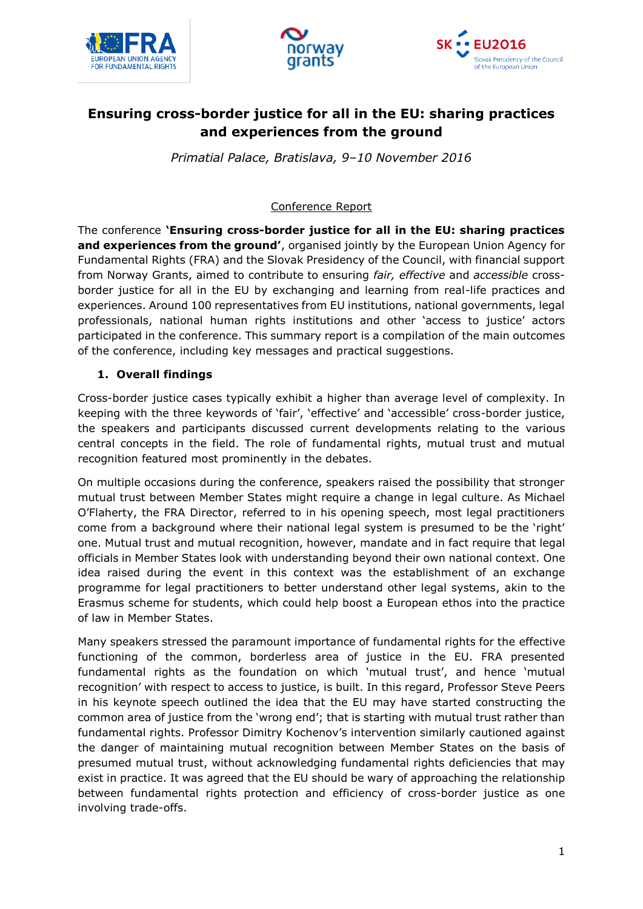# Ensuring cross-border justice for all in the EU: sharing practices and experiences from the ground

*Primatial Palace, Bratislava, 9–10 November 2016*

Conference Report

The conference **'Ensuring cross-border justice for all in the EU: sharing practices and experiences from the ground'**, organised jointly by the European Union Agency for Fundamental Rights (FRA) and the Slovak Presidency of the Council, with financial support from Norway Grants, aimed to contribute to ensuring *fair, effective* and *accessible* cross-border justice for all in the EU by exchanging and learning from real-life practices and experiences. Around 100 representatives from EU institutions, national governments, legal professionals, national human rights institutions and other 'access to justice' actors participated in the conference. This summary report is a compilation of the main outcomes of the conference, including key messages and practical suggestions.

## 1. Overall findings

Cross-border justice cases typically exhibit a higher than average level of complexity. In keeping with the three keywords of 'fair', 'effective' and 'accessible' cross-border justice, the speakers and participants discussed current developments relating to the various central concepts in the field. The role of fundamental rights, mutual trust and mutual recognition featured most prominently in the debates.

On multiple occasions during the conference, speakers raised the possibility that stronger mutual trust between Member States might require a change in legal culture. As Michael O'Flaherty, the FRA Director, referred to in his opening speech, most legal practitioners come from a background where their national legal system is presumed to be the 'right' one. Mutual trust and mutual recognition, however, mandate and in fact require that legal officials in Member States look with understanding beyond their own national context. One idea raised during the event in this context was the establishment of an exchange programme for legal practitioners to better understand other legal systems, akin to the Erasmus scheme for students, which could help boost a European ethos into the practice of law in Member States.

Many speakers stressed the paramount importance of fundamental rights for the effective functioning of the common, borderless area of justice in the EU. FRA presented fundamental rights as the foundation on which 'mutual trust', and hence 'mutual recognition' with respect to access to justice, is built. In this regard, Professor Steve Peers in his keynote speech outlined the idea that the EU may have started constructing the common area of justice from the 'wrong end'; that is starting with mutual trust rather than fundamental rights. Professor Dimitry Kochenov's intervention similarly cautioned against the danger of maintaining mutual recognition between Member States on the basis of presumed mutual trust, without acknowledging fundamental rights deficiencies that may exist in practice. It was agreed that the EU should be wary of approaching the relationship between fundamental rights protection and efficiency of cross-border justice as one involving trade-offs.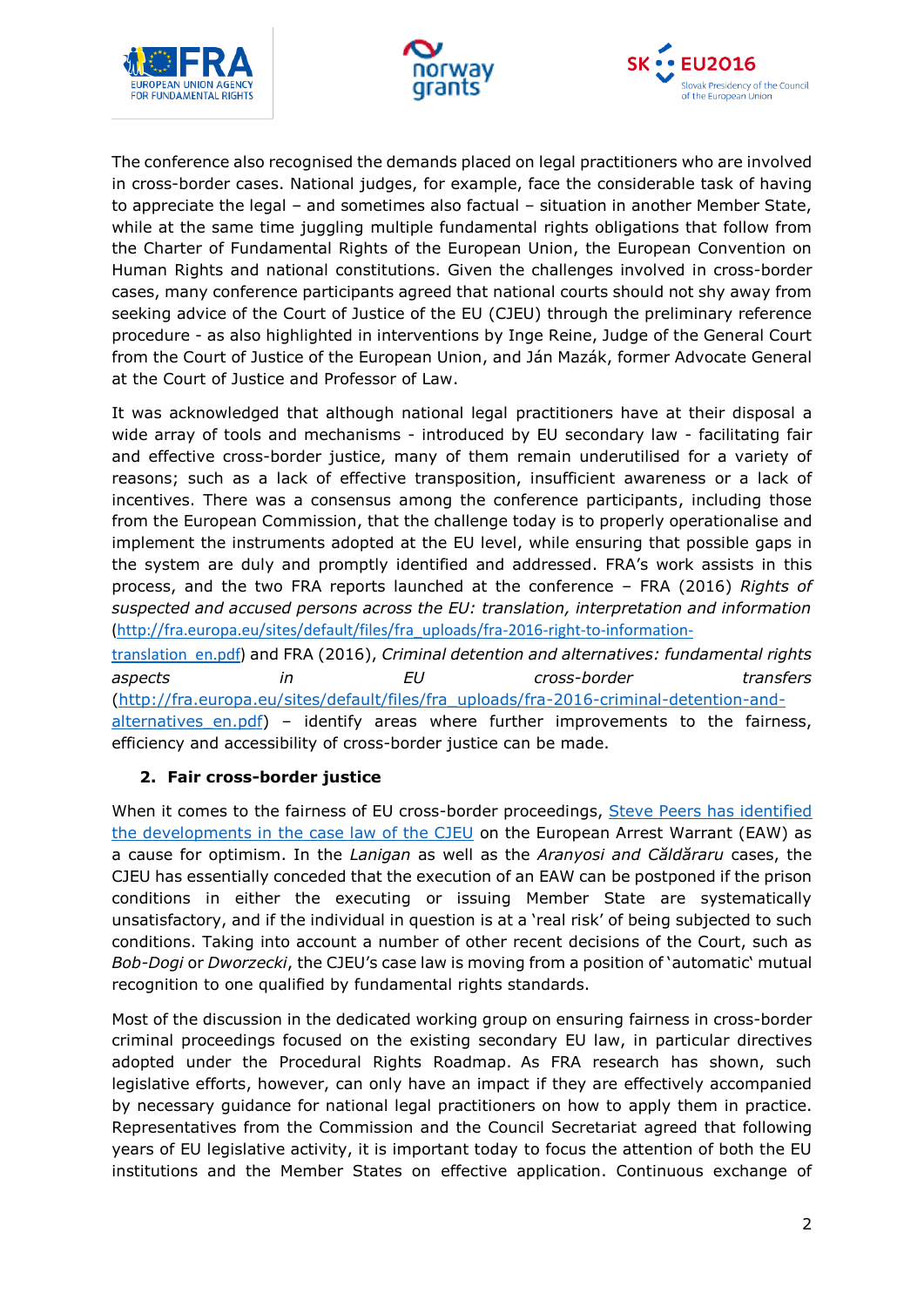The conference also recognised the demands placed on legal practitioners who are involved in cross-border cases. National judges, for example, face the considerable task of having to appreciate the legal – and sometimes also factual – situation in another Member State, while at the same time juggling multiple fundamental rights obligations that follow from the Charter of Fundamental Rights of the European Union, the European Convention on Human Rights and national constitutions. Given the challenges involved in cross-border cases, many conference participants agreed that national courts should not shy away from seeking advice of the Court of Justice of the EU (CJEU) through the preliminary reference procedure - as also highlighted in interventions by Inge Reine, Judge of the General Court from the Court of Justice of the European Union, and Ján Mazák, former Advocate General at the Court of Justice and Professor of Law.

It was acknowledged that although national legal practitioners have at their disposal a wide array of tools and mechanisms - introduced by EU secondary law - facilitating fair and effective cross-border justice, many of them remain underutilised for a variety of reasons; such as a lack of effective transposition, insufficient awareness or a lack of incentives. There was a consensus among the conference participants, including those from the European Commission, that the challenge today is to properly operationalise and implement the instruments adopted at the EU level, while ensuring that possible gaps in the system are duly and promptly identified and addressed. FRA's work assists in this process, and the two FRA reports launched at the conference – FRA (2016) *Rights of suspected and accused persons across the EU: translation, interpretation and information* (http://fra.europa.eu/sites/default/files/fra_uploads/fra-2016-right-to-information-translation_en.pdf) and FRA (2016), *Criminal detention and alternatives: fundamental rights aspects in EU cross-border transfers* (http://fra.europa.eu/sites/default/files/fra_uploads/fra-2016-criminal-detention-and-alternatives_en.pdf) – identify areas where further improvements to the fairness, efficiency and accessibility of cross-border justice can be made.

## 2. Fair cross-border justice

When it comes to the fairness of EU cross-border proceedings, Steve Peers has identified the developments in the case law of the CJEU on the European Arrest Warrant (EAW) as a cause for optimism. In the *Lanigan* as well as the *Aranyosi and Căldăraru* cases, the CJEU has essentially conceded that the execution of an EAW can be postponed if the prison conditions in either the executing or issuing Member State are systematically unsatisfactory, and if the individual in question is at a 'real risk' of being subjected to such conditions. Taking into account a number of other recent decisions of the Court, such as *Bob-Dogi* or *Dworzecki*, the CJEU's case law is moving from a position of 'automatic' mutual recognition to one qualified by fundamental rights standards.

Most of the discussion in the dedicated working group on ensuring fairness in cross-border criminal proceedings focused on the existing secondary EU law, in particular directives adopted under the Procedural Rights Roadmap. As FRA research has shown, such legislative efforts, however, can only have an impact if they are effectively accompanied by necessary guidance for national legal practitioners on how to apply them in practice. Representatives from the Commission and the Council Secretariat agreed that following years of EU legislative activity, it is important today to focus the attention of both the EU institutions and the Member States on effective application. Continuous exchange of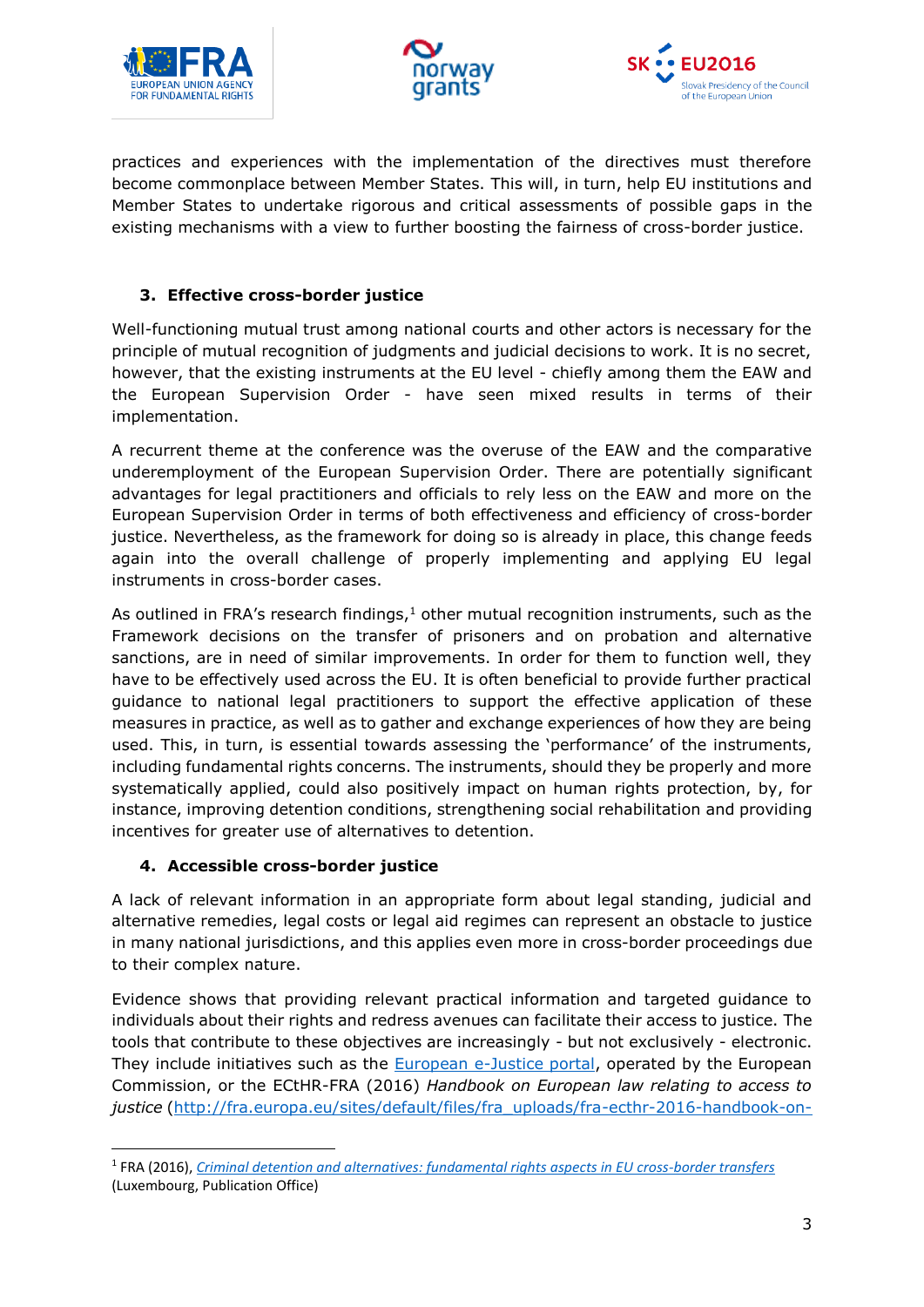practices and experiences with the implementation of the directives must therefore become commonplace between Member States. This will, in turn, help EU institutions and Member States to undertake rigorous and critical assessments of possible gaps in the existing mechanisms with a view to further boosting the fairness of cross-border justice.

## 3. Effective cross-border justice

Well-functioning mutual trust among national courts and other actors is necessary for the principle of mutual recognition of judgments and judicial decisions to work. It is no secret, however, that the existing instruments at the EU level - chiefly among them the EAW and the European Supervision Order - have seen mixed results in terms of their implementation.

A recurrent theme at the conference was the overuse of the EAW and the comparative underemployment of the European Supervision Order. There are potentially significant advantages for legal practitioners and officials to rely less on the EAW and more on the European Supervision Order in terms of both effectiveness and efficiency of cross-border justice. Nevertheless, as the framework for doing so is already in place, this change feeds again into the overall challenge of properly implementing and applying EU legal instruments in cross-border cases.

As outlined in FRA's research findings,[1] other mutual recognition instruments, such as the Framework decisions on the transfer of prisoners and on probation and alternative sanctions, are in need of similar improvements. In order for them to function well, they have to be effectively used across the EU. It is often beneficial to provide further practical guidance to national legal practitioners to support the effective application of these measures in practice, as well as to gather and exchange experiences of how they are being used. This, in turn, is essential towards assessing the 'performance' of the instruments, including fundamental rights concerns. The instruments, should they be properly and more systematically applied, could also positively impact on human rights protection, by, for instance, improving detention conditions, strengthening social rehabilitation and providing incentives for greater use of alternatives to detention.

## 4. Accessible cross-border justice

A lack of relevant information in an appropriate form about legal standing, judicial and alternative remedies, legal costs or legal aid regimes can represent an obstacle to justice in many national jurisdictions, and this applies even more in cross-border proceedings due to their complex nature.

Evidence shows that providing relevant practical information and targeted guidance to individuals about their rights and redress avenues can facilitate their access to justice. The tools that contribute to these objectives are increasingly - but not exclusively - electronic. They include initiatives such as the European e-Justice portal, operated by the European Commission, or the ECtHR-FRA (2016) *Handbook on European law relating to access to justice* (http://fra.europa.eu/sites/default/files/fra_uploads/fra-ecthr-2016-handbook-on-

---

[1] FRA (2016), *Criminal detention and alternatives: fundamental rights aspects in EU cross-border transfers* (Luxembourg, Publication Office)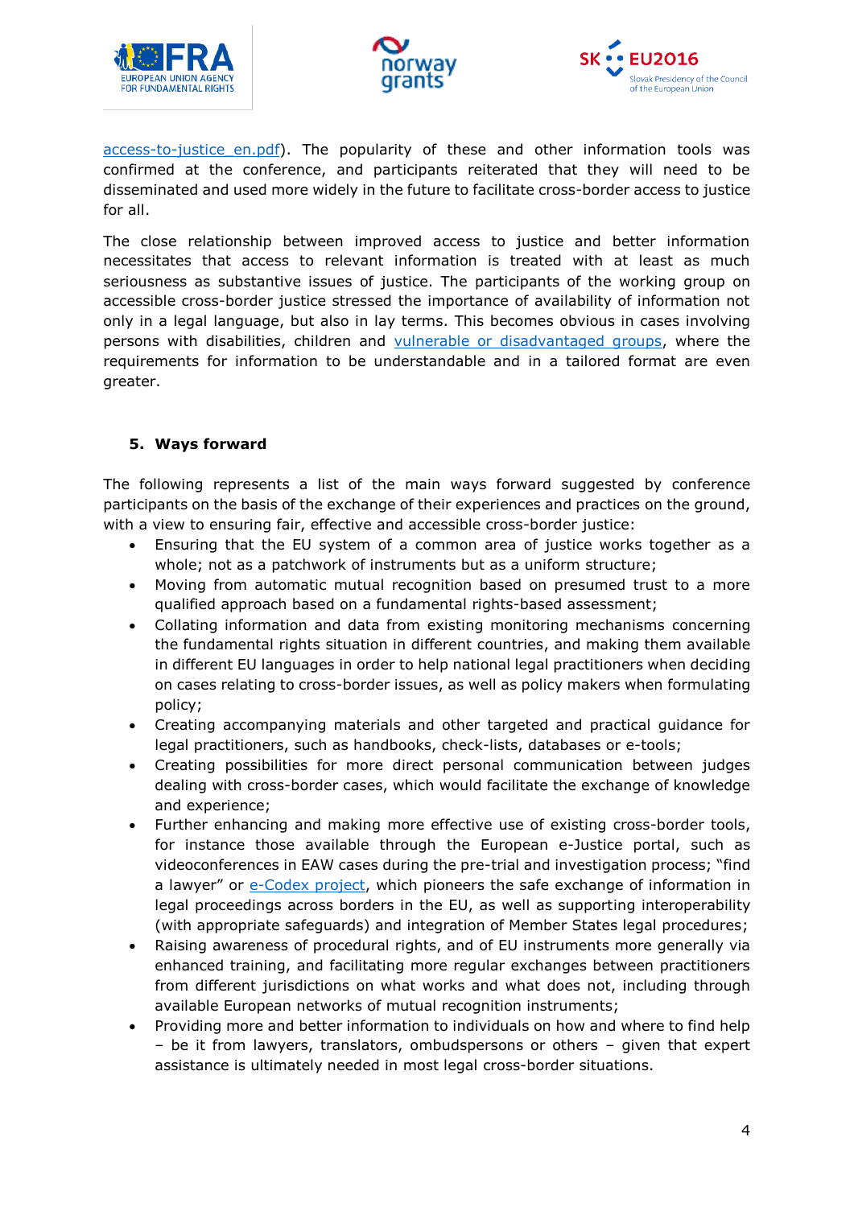access-to-justice_en.pdf). The popularity of these and other information tools was confirmed at the conference, and participants reiterated that they will need to be disseminated and used more widely in the future to facilitate cross-border access to justice for all.

The close relationship between improved access to justice and better information necessitates that access to relevant information is treated with at least as much seriousness as substantive issues of justice. The participants of the working group on accessible cross-border justice stressed the importance of availability of information not only in a legal language, but also in lay terms. This becomes obvious in cases involving persons with disabilities, children and vulnerable or disadvantaged groups, where the requirements for information to be understandable and in a tailored format are even greater.

## 5. Ways forward

The following represents a list of the main ways forward suggested by conference participants on the basis of the exchange of their experiences and practices on the ground, with a view to ensuring fair, effective and accessible cross-border justice:

- Ensuring that the EU system of a common area of justice works together as a whole; not as a patchwork of instruments but as a uniform structure;
- Moving from automatic mutual recognition based on presumed trust to a more qualified approach based on a fundamental rights-based assessment;
- Collating information and data from existing monitoring mechanisms concerning the fundamental rights situation in different countries, and making them available in different EU languages in order to help national legal practitioners when deciding on cases relating to cross-border issues, as well as policy makers when formulating policy;
- Creating accompanying materials and other targeted and practical guidance for legal practitioners, such as handbooks, check-lists, databases or e-tools;
- Creating possibilities for more direct personal communication between judges dealing with cross-border cases, which would facilitate the exchange of knowledge and experience;
- Further enhancing and making more effective use of existing cross-border tools, for instance those available through the European e-Justice portal, such as videoconferences in EAW cases during the pre-trial and investigation process; "find a lawyer" or e-Codex project, which pioneers the safe exchange of information in legal proceedings across borders in the EU, as well as supporting interoperability (with appropriate safeguards) and integration of Member States legal procedures;
- Raising awareness of procedural rights, and of EU instruments more generally via enhanced training, and facilitating more regular exchanges between practitioners from different jurisdictions on what works and what does not, including through available European networks of mutual recognition instruments;
- Providing more and better information to individuals on how and where to find help – be it from lawyers, translators, ombudspersons or others – given that expert assistance is ultimately needed in most legal cross-border situations.